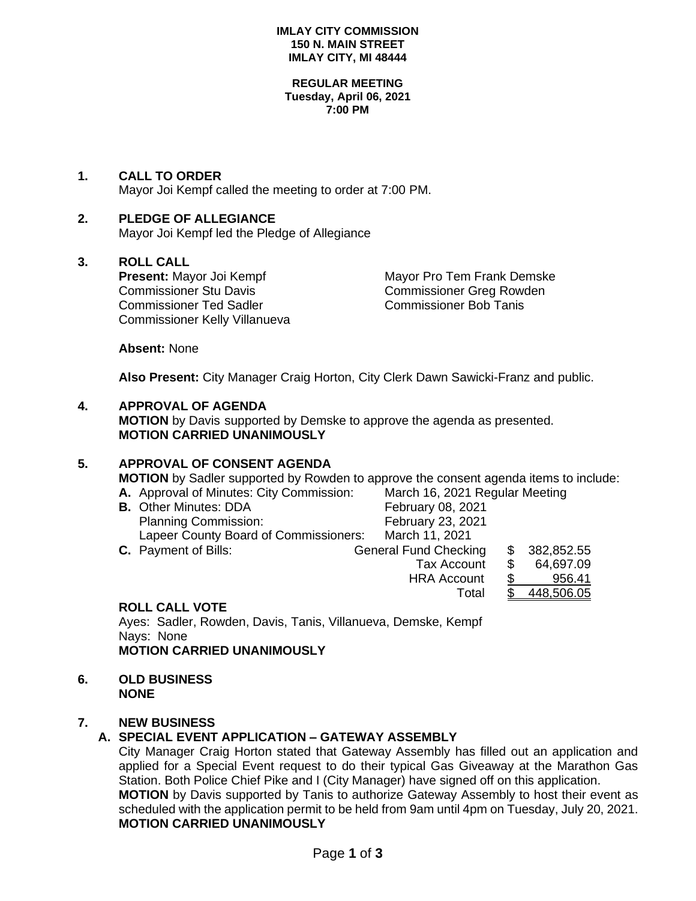**IMLAY CITY COMMISSION**
**150 N. MAIN STREET**
**IMLAY CITY, MI 48444**

**REGULAR MEETING**
**Tuesday, April 06, 2021**
**7:00 PM**

## 1. CALL TO ORDER

Mayor Joi Kempf called the meeting to order at 7:00 PM.

## 2. PLEDGE OF ALLEGIANCE

Mayor Joi Kempf led the Pledge of Allegiance

## 3. ROLL CALL

**Present:** Mayor Joi Kempf, Mayor Pro Tem Frank Demske, Commissioner Stu Davis, Commissioner Greg Rowden, Commissioner Ted Sadler, Commissioner Bob Tanis, Commissioner Kelly Villanueva

**Absent:** None

**Also Present:** City Manager Craig Horton, City Clerk Dawn Sawicki-Franz and public.

## 4. APPROVAL OF AGENDA

**MOTION** by Davis supported by Demske to approve the agenda as presented.
**MOTION CARRIED UNANIMOUSLY**

## 5. APPROVAL OF CONSENT AGENDA

**MOTION** by Sadler supported by Rowden to approve the consent agenda items to include:

**A.** Approval of Minutes: City Commission: March 16, 2021 Regular Meeting

**B.** Other Minutes: DDA February 08, 2021
Planning Commission: February 23, 2021
Lapeer County Board of Commissioners: March 11, 2021

**C.** Payment of Bills:

| | | |
|---|---|---|
| General Fund Checking | $ | 382,852.55 |
| Tax Account | $ | 64,697.09 |
| HRA Account | $ | 956.41 |
| Total | $ | 448,506.05 |

**ROLL CALL VOTE**

Ayes: Sadler, Rowden, Davis, Tanis, Villanueva, Demske, Kempf
Nays: None
**MOTION CARRIED UNANIMOUSLY**

## 6. OLD BUSINESS

**NONE**

## 7. NEW BUSINESS

### A. SPECIAL EVENT APPLICATION – GATEWAY ASSEMBLY

City Manager Craig Horton stated that Gateway Assembly has filled out an application and applied for a Special Event request to do their typical Gas Giveaway at the Marathon Gas Station. Both Police Chief Pike and I (City Manager) have signed off on this application.

**MOTION** by Davis supported by Tanis to authorize Gateway Assembly to host their event as scheduled with the application permit to be held from 9am until 4pm on Tuesday, July 20, 2021.
**MOTION CARRIED UNANIMOUSLY**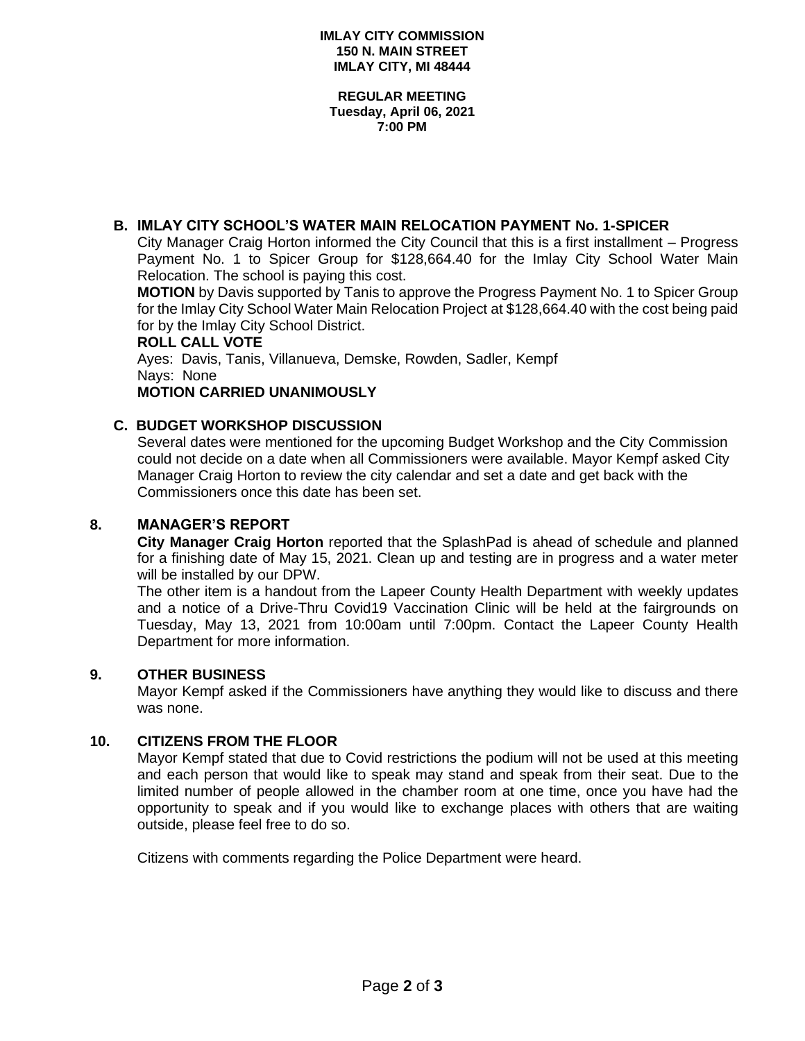**IMLAY CITY COMMISSION**
**150 N. MAIN STREET**
**IMLAY CITY, MI 48444**

**REGULAR MEETING**
**Tuesday, April 06, 2021**
**7:00 PM**

### B. IMLAY CITY SCHOOL'S WATER MAIN RELOCATION PAYMENT No. 1-SPICER

City Manager Craig Horton informed the City Council that this is a first installment – Progress Payment No. 1 to Spicer Group for $128,664.40 for the Imlay City School Water Main Relocation. The school is paying this cost.

**MOTION** by Davis supported by Tanis to approve the Progress Payment No. 1 to Spicer Group for the Imlay City School Water Main Relocation Project at $128,664.40 with the cost being paid for by the Imlay City School District.

**ROLL CALL VOTE**

Ayes: Davis, Tanis, Villanueva, Demske, Rowden, Sadler, Kempf
Nays: None

**MOTION CARRIED UNANIMOUSLY**

### C. BUDGET WORKSHOP DISCUSSION

Several dates were mentioned for the upcoming Budget Workshop and the City Commission could not decide on a date when all Commissioners were available. Mayor Kempf asked City Manager Craig Horton to review the city calendar and set a date and get back with the Commissioners once this date has been set.

## 8. MANAGER'S REPORT

**City Manager Craig Horton** reported that the SplashPad is ahead of schedule and planned for a finishing date of May 15, 2021. Clean up and testing are in progress and a water meter will be installed by our DPW.

The other item is a handout from the Lapeer County Health Department with weekly updates and a notice of a Drive-Thru Covid19 Vaccination Clinic will be held at the fairgrounds on Tuesday, May 13, 2021 from 10:00am until 7:00pm. Contact the Lapeer County Health Department for more information.

## 9. OTHER BUSINESS

Mayor Kempf asked if the Commissioners have anything they would like to discuss and there was none.

## 10. CITIZENS FROM THE FLOOR

Mayor Kempf stated that due to Covid restrictions the podium will not be used at this meeting and each person that would like to speak may stand and speak from their seat. Due to the limited number of people allowed in the chamber room at one time, once you have had the opportunity to speak and if you would like to exchange places with others that are waiting outside, please feel free to do so.

Citizens with comments regarding the Police Department were heard.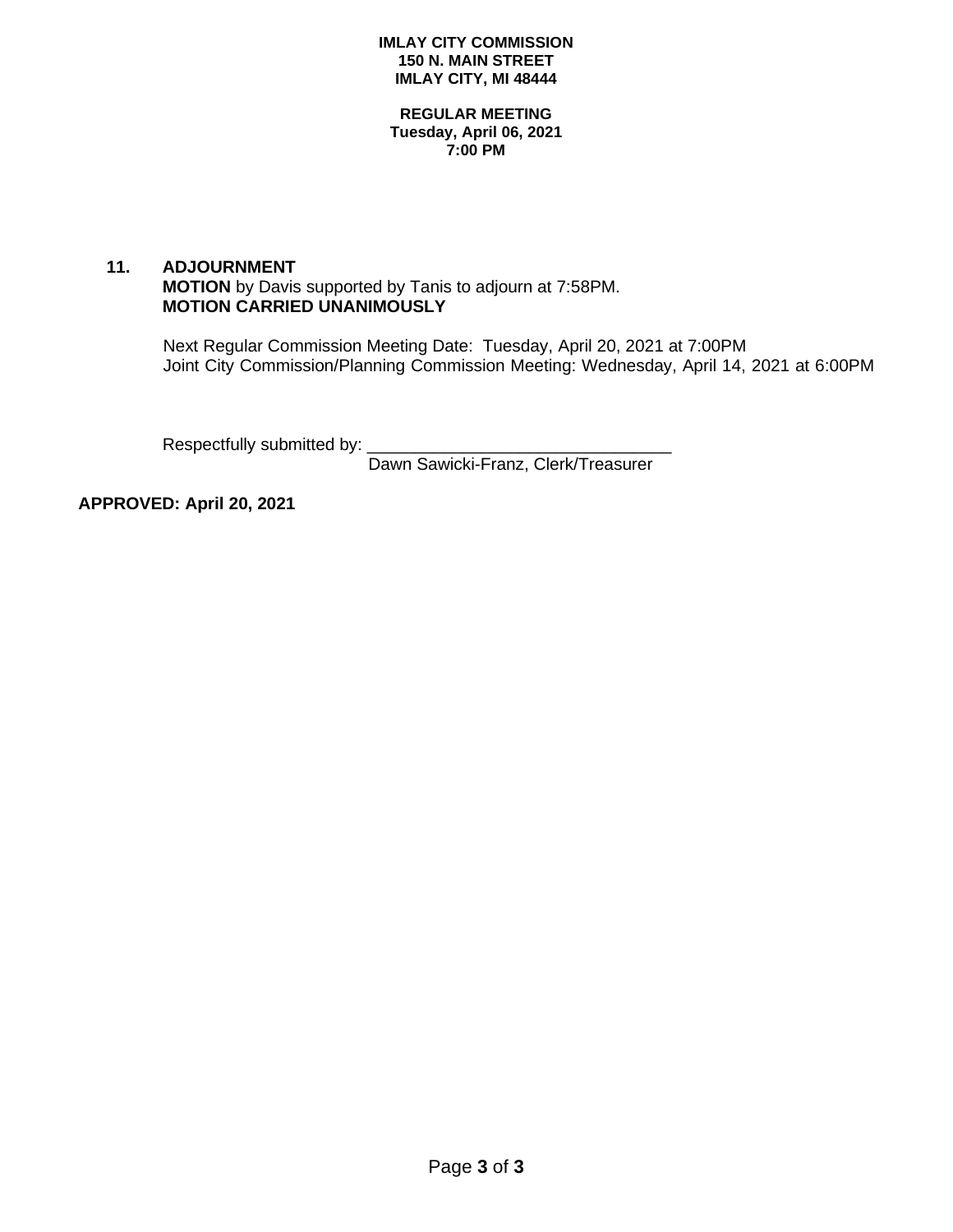**IMLAY CITY COMMISSION**
**150 N. MAIN STREET**
**IMLAY CITY, MI 48444**

**REGULAR MEETING**
**Tuesday, April 06, 2021**
**7:00 PM**

**11. ADJOURNMENT**

**MOTION** by Davis supported by Tanis to adjourn at 7:58PM.
**MOTION CARRIED UNANIMOUSLY**

Next Regular Commission Meeting Date: Tuesday, April 20, 2021 at 7:00PM
Joint City Commission/Planning Commission Meeting: Wednesday, April 14, 2021 at 6:00PM

Respectfully submitted by: \_\_\_\_\_\_\_\_\_\_\_\_\_\_\_\_\_\_\_\_\_\_\_\_\_\_\_\_\_\_\_\_
Dawn Sawicki-Franz, Clerk/Treasurer

**APPROVED: April 20, 2021**